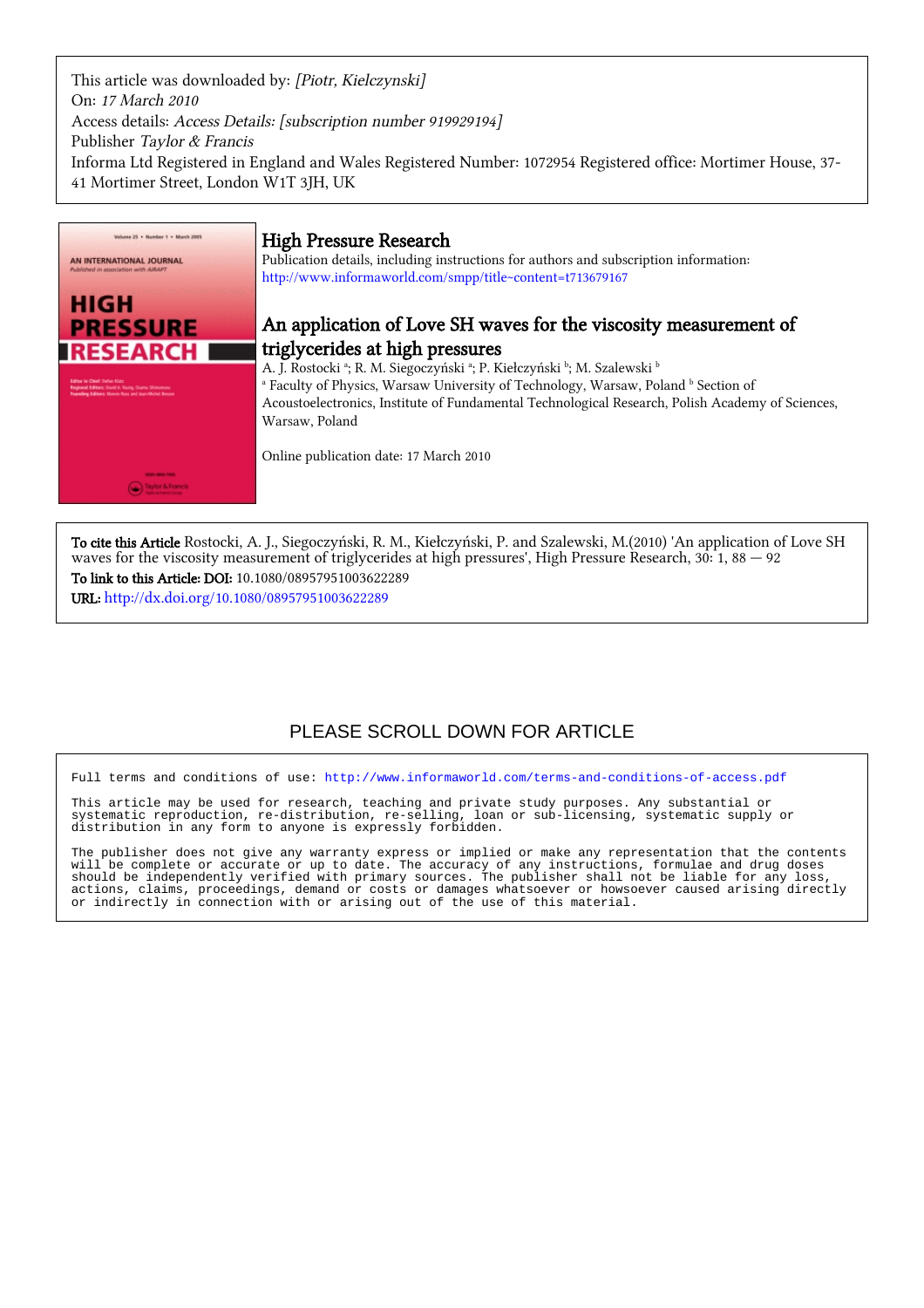This article was downloaded by: *[Piotr, Kielczynski]*
On: *17 March 2010*
Access details: *Access Details: [subscription number 919929194]*
Publisher *Taylor & Francis*
Informa Ltd Registered in England and Wales Registered Number: 1072954 Registered office: Mortimer House, 37-41 Mortimer Street, London W1T 3JH, UK

# High Pressure Research

Publication details, including instructions for authors and subscription information:
http://www.informaworld.com/smpp/title~content=t713679167

## An application of Love SH waves for the viscosity measurement of triglycerides at high pressures

A. J. Rostocki [a]; R. M. Siegoczyński [a]; P. Kiełczyński [b]; M. Szalewski [b]

[a] Faculty of Physics, Warsaw University of Technology, Warsaw, Poland [b] Section of Acoustoelectronics, Institute of Fundamental Technological Research, Polish Academy of Sciences, Warsaw, Poland

Online publication date: 17 March 2010

**To cite this Article** Rostocki, A. J., Siegoczyński, R. M., Kiełczyński, P. and Szalewski, M.(2010) 'An application of Love SH waves for the viscosity measurement of triglycerides at high pressures', High Pressure Research, 30: 1, 88 — 92

**To link to this Article: DOI:** 10.1080/08957951003622289

**URL:** http://dx.doi.org/10.1080/08957951003622289

PLEASE SCROLL DOWN FOR ARTICLE

Full terms and conditions of use: http://www.informaworld.com/terms-and-conditions-of-access.pdf

This article may be used for research, teaching and private study purposes. Any substantial or systematic reproduction, re-distribution, re-selling, loan or sub-licensing, systematic supply or distribution in any form to anyone is expressly forbidden.

The publisher does not give any warranty express or implied or make any representation that the contents will be complete or accurate or up to date. The accuracy of any instructions, formulae and drug doses should be independently verified with primary sources. The publisher shall not be liable for any loss, actions, claims, proceedings, demand or costs or damages whatsoever or howsoever caused arising directly or indirectly in connection with or arising out of the use of this material.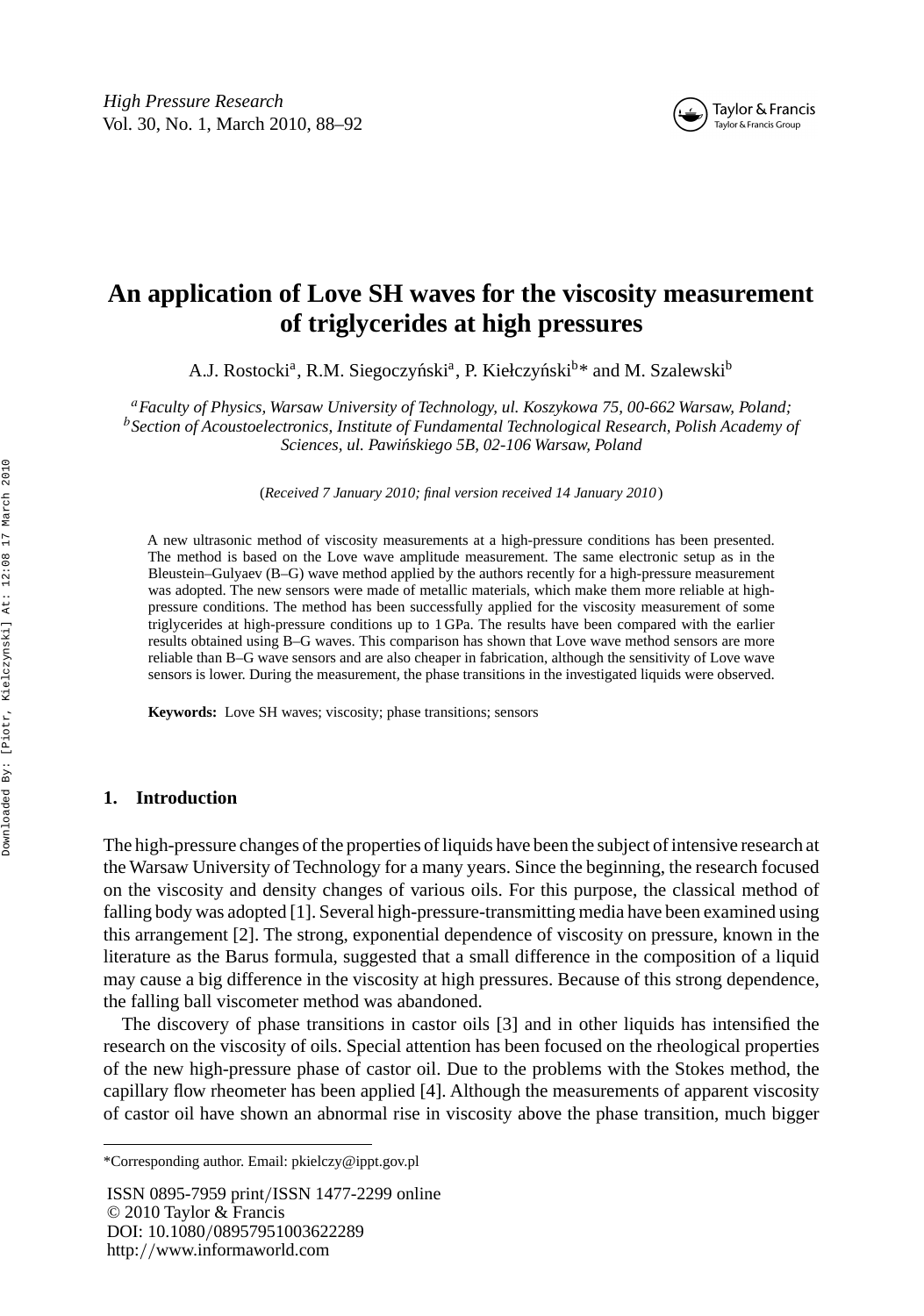# An application of Love SH waves for the viscosity measurement of triglycerides at high pressures

A.J. Rostocki[a], R.M. Siegoczyński[a], P. Kiełczyński[b]* and M. Szalewski[b]

[a] *Faculty of Physics, Warsaw University of Technology, ul. Koszykowa 75, 00-662 Warsaw, Poland;* [b] *Section of Acoustoelectronics, Institute of Fundamental Technological Research, Polish Academy of Sciences, ul. Pawińskiego 5B, 02-106 Warsaw, Poland*

(*Received 7 January 2010; final version received 14 January 2010*)

A new ultrasonic method of viscosity measurements at a high-pressure conditions has been presented. The method is based on the Love wave amplitude measurement. The same electronic setup as in the Bleustein–Gulyaev (B–G) wave method applied by the authors recently for a high-pressure measurement was adopted. The new sensors were made of metallic materials, which make them more reliable at high-pressure conditions. The method has been successfully applied for the viscosity measurement of some triglycerides at high-pressure conditions up to 1 GPa. The results have been compared with the earlier results obtained using B–G waves. This comparison has shown that Love wave method sensors are more reliable than B–G wave sensors and are also cheaper in fabrication, although the sensitivity of Love wave sensors is lower. During the measurement, the phase transitions in the investigated liquids were observed.

**Keywords:** Love SH waves; viscosity; phase transitions; sensors

## 1. Introduction

The high-pressure changes of the properties of liquids have been the subject of intensive research at the Warsaw University of Technology for a many years. Since the beginning, the research focused on the viscosity and density changes of various oils. For this purpose, the classical method of falling body was adopted [1]. Several high-pressure-transmitting media have been examined using this arrangement [2]. The strong, exponential dependence of viscosity on pressure, known in the literature as the Barus formula, suggested that a small difference in the composition of a liquid may cause a big difference in the viscosity at high pressures. Because of this strong dependence, the falling ball viscometer method was abandoned.

The discovery of phase transitions in castor oils [3] and in other liquids has intensified the research on the viscosity of oils. Special attention has been focused on the rheological properties of the new high-pressure phase of castor oil. Due to the problems with the Stokes method, the capillary flow rheometer has been applied [4]. Although the measurements of apparent viscosity of castor oil have shown an abnormal rise in viscosity above the phase transition, much bigger

*Corresponding author. Email: pkielczy@ippt.gov.pl

ISSN 0895-7959 print/ISSN 1477-2299 online
© 2010 Taylor & Francis
DOI: 10.1080/08957951003622289
http://www.informaworld.com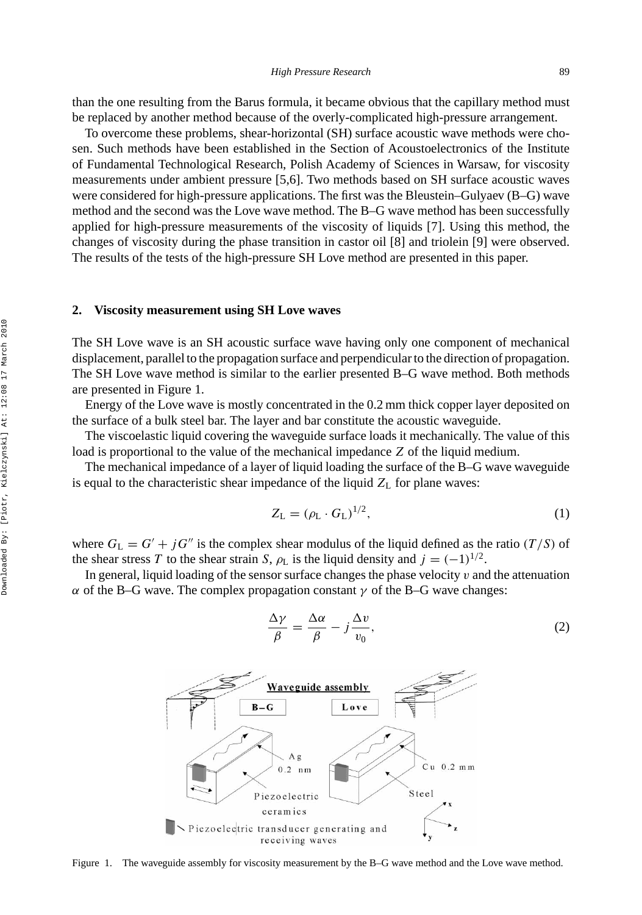than the one resulting from the Barus formula, it became obvious that the capillary method must be replaced by another method because of the overly-complicated high-pressure arrangement.

To overcome these problems, shear-horizontal (SH) surface acoustic wave methods were chosen. Such methods have been established in the Section of Acoustoelectronics of the Institute of Fundamental Technological Research, Polish Academy of Sciences in Warsaw, for viscosity measurements under ambient pressure [5,6]. Two methods based on SH surface acoustic waves were considered for high-pressure applications. The first was the Bleustein–Gulyaev (B–G) wave method and the second was the Love wave method. The B–G wave method has been successfully applied for high-pressure measurements of the viscosity of liquids [7]. Using this method, the changes of viscosity during the phase transition in castor oil [8] and triolein [9] were observed. The results of the tests of the high-pressure SH Love method are presented in this paper.

## 2. Viscosity measurement using SH Love waves

The SH Love wave is an SH acoustic surface wave having only one component of mechanical displacement, parallel to the propagation surface and perpendicular to the direction of propagation. The SH Love wave method is similar to the earlier presented B–G wave method. Both methods are presented in Figure 1.

Energy of the Love wave is mostly concentrated in the 0.2 mm thick copper layer deposited on the surface of a bulk steel bar. The layer and bar constitute the acoustic waveguide.

The viscoelastic liquid covering the waveguide surface loads it mechanically. The value of this load is proportional to the value of the mechanical impedance $Z$ of the liquid medium.

The mechanical impedance of a layer of liquid loading the surface of the B–G wave waveguide is equal to the characteristic shear impedance of the liquid $Z_L$ for plane waves:

$$Z_L = (\rho_L \cdot G_L)^{1/2}, \tag{1}$$

where $G_L = G' + jG''$ is the complex shear modulus of the liquid defined as the ratio $(T/S)$ of the shear stress $T$ to the shear strain $S$, $\rho_L$ is the liquid density and $j = (-1)^{1/2}$.

In general, liquid loading of the sensor surface changes the phase velocity $v$ and the attenuation $\alpha$ of the B–G wave. The complex propagation constant $\gamma$ of the B–G wave changes:

$$\frac{\Delta\gamma}{\beta} = \frac{\Delta\alpha}{\beta} - j\frac{\Delta v}{v_0}, \tag{2}$$

Figure 1. The waveguide assembly for viscosity measurement by the B–G wave method and the Love wave method.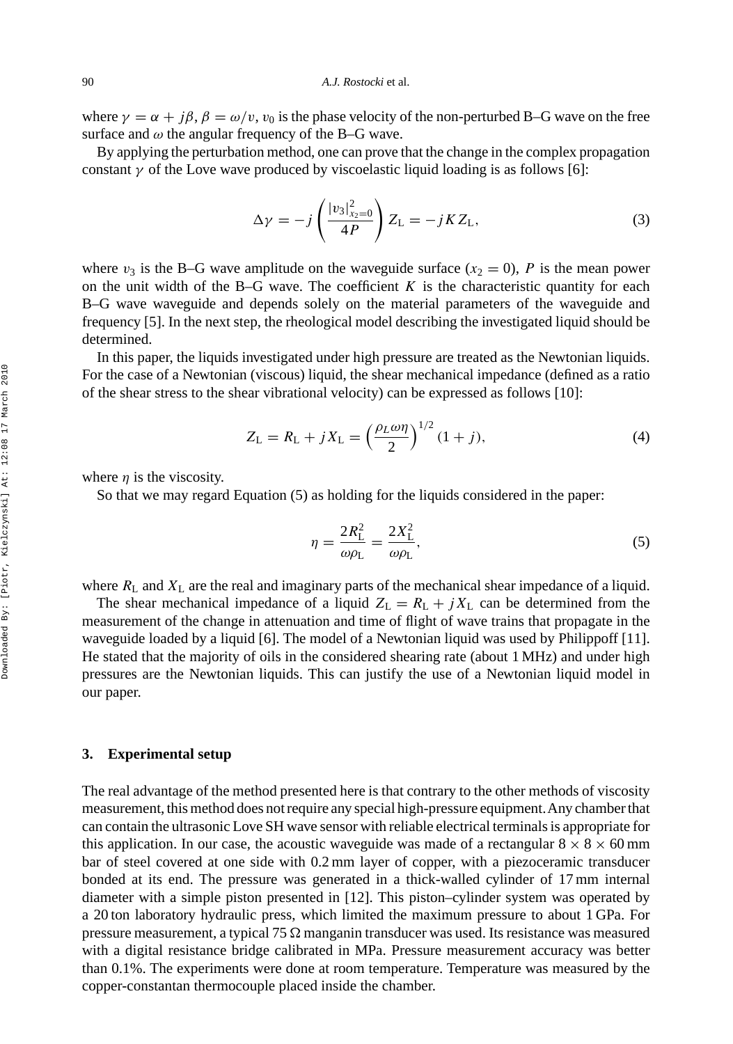where $\gamma = \alpha + j\beta$, $\beta = \omega/v$, $v_0$ is the phase velocity of the non-perturbed B–G wave on the free surface and $\omega$ the angular frequency of the B–G wave.

By applying the perturbation method, one can prove that the change in the complex propagation constant $\gamma$ of the Love wave produced by viscoelastic liquid loading is as follows [6]:

$$\Delta\gamma = -j\left(\frac{|v_3|^2_{x_2=0}}{4P}\right)Z_{\mathrm{L}} = -jKZ_{\mathrm{L}}, \tag{3}$$

where $v_3$ is the B–G wave amplitude on the waveguide surface ($x_2 = 0$), $P$ is the mean power on the unit width of the B–G wave. The coefficient $K$ is the characteristic quantity for each B–G wave waveguide and depends solely on the material parameters of the waveguide and frequency [5]. In the next step, the rheological model describing the investigated liquid should be determined.

In this paper, the liquids investigated under high pressure are treated as the Newtonian liquids. For the case of a Newtonian (viscous) liquid, the shear mechanical impedance (defined as a ratio of the shear stress to the shear vibrational velocity) can be expressed as follows [10]:

$$Z_{\mathrm{L}} = R_{\mathrm{L}} + jX_{\mathrm{L}} = \left(\frac{\rho_L\omega\eta}{2}\right)^{1/2}(1+j), \tag{4}$$

where $\eta$ is the viscosity.

So that we may regard Equation (5) as holding for the liquids considered in the paper:

$$\eta = \frac{2R_{\mathrm{L}}^2}{\omega\rho_{\mathrm{L}}} = \frac{2X_{\mathrm{L}}^2}{\omega\rho_{\mathrm{L}}}, \tag{5}$$

where $R_{\mathrm{L}}$ and $X_{\mathrm{L}}$ are the real and imaginary parts of the mechanical shear impedance of a liquid.

The shear mechanical impedance of a liquid $Z_{\mathrm{L}} = R_{\mathrm{L}} + jX_{\mathrm{L}}$ can be determined from the measurement of the change in attenuation and time of flight of wave trains that propagate in the waveguide loaded by a liquid [6]. The model of a Newtonian liquid was used by Philippoff [11]. He stated that the majority of oils in the considered shearing rate (about 1 MHz) and under high pressures are the Newtonian liquids. This can justify the use of a Newtonian liquid model in our paper.

## 3. Experimental setup

The real advantage of the method presented here is that contrary to the other methods of viscosity measurement, this method does not require any special high-pressure equipment. Any chamber that can contain the ultrasonic Love SH wave sensor with reliable electrical terminals is appropriate for this application. In our case, the acoustic waveguide was made of a rectangular $8 \times 8 \times 60$ mm bar of steel covered at one side with 0.2 mm layer of copper, with a piezoceramic transducer bonded at its end. The pressure was generated in a thick-walled cylinder of 17 mm internal diameter with a simple piston presented in [12]. This piston–cylinder system was operated by a 20 ton laboratory hydraulic press, which limited the maximum pressure to about 1 GPa. For pressure measurement, a typical 75 Ω manganin transducer was used. Its resistance was measured with a digital resistance bridge calibrated in MPa. Pressure measurement accuracy was better than 0.1%. The experiments were done at room temperature. Temperature was measured by the copper-constantan thermocouple placed inside the chamber.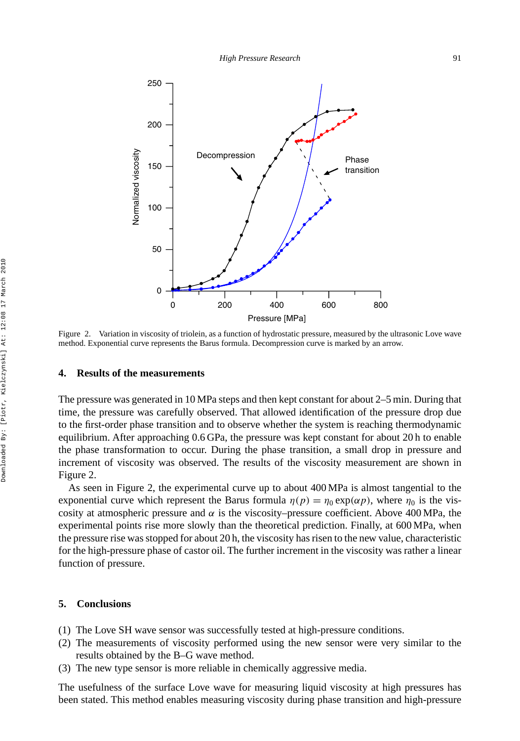Figure 2. Variation in viscosity of triolein, as a function of hydrostatic pressure, measured by the ultrasonic Love wave method. Exponential curve represents the Barus formula. Decompression curve is marked by an arrow.

## 4. Results of the measurements

The pressure was generated in 10 MPa steps and then kept constant for about 2–5 min. During that time, the pressure was carefully observed. That allowed identification of the pressure drop due to the first-order phase transition and to observe whether the system is reaching thermodynamic equilibrium. After approaching 0.6 GPa, the pressure was kept constant for about 20 h to enable the phase transformation to occur. During the phase transition, a small drop in pressure and increment of viscosity was observed. The results of the viscosity measurement are shown in Figure 2.

As seen in Figure 2, the experimental curve up to about 400 MPa is almost tangential to the exponential curve which represent the Barus formula $\eta(p) = \eta_0 \exp(\alpha p)$, where $\eta_0$ is the viscosity at atmospheric pressure and $\alpha$ is the viscosity–pressure coefficient. Above 400 MPa, the experimental points rise more slowly than the theoretical prediction. Finally, at 600 MPa, when the pressure rise was stopped for about 20 h, the viscosity has risen to the new value, characteristic for the high-pressure phase of castor oil. The further increment in the viscosity was rather a linear function of pressure.

## 5. Conclusions

(1) The Love SH wave sensor was successfully tested at high-pressure conditions.
(2) The measurements of viscosity performed using the new sensor were very similar to the results obtained by the B–G wave method.
(3) The new type sensor is more reliable in chemically aggressive media.

The usefulness of the surface Love wave for measuring liquid viscosity at high pressures has been stated. This method enables measuring viscosity during phase transition and high-pressure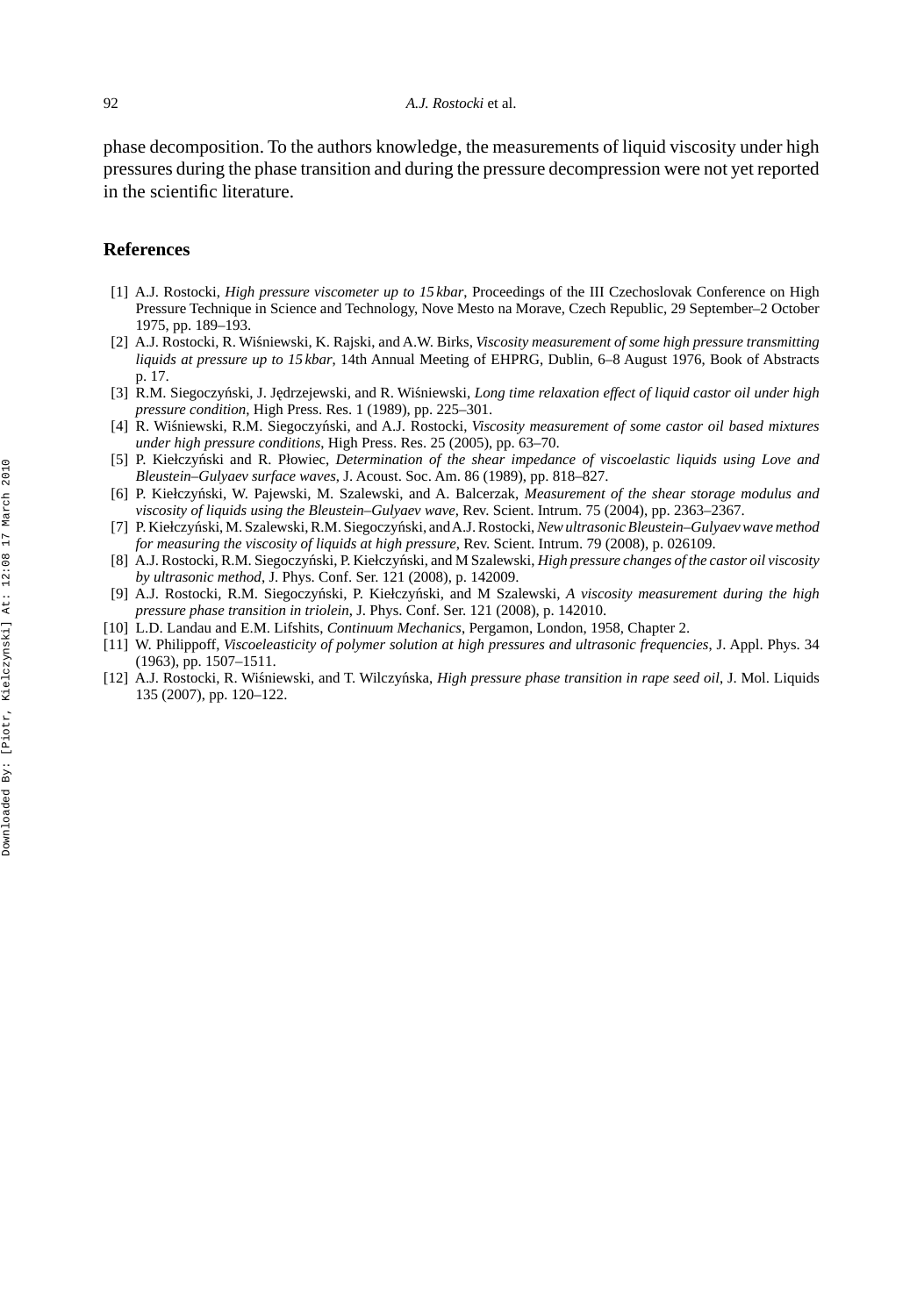phase decomposition. To the authors knowledge, the measurements of liquid viscosity under high pressures during the phase transition and during the pressure decompression were not yet reported in the scientific literature.

## References

[1] A.J. Rostocki, *High pressure viscometer up to 15 kbar*, Proceedings of the III Czechoslovak Conference on High Pressure Technique in Science and Technology, Nove Mesto na Morave, Czech Republic, 29 September–2 October 1975, pp. 189–193.

[2] A.J. Rostocki, R. Wiśniewski, K. Rajski, and A.W. Birks, *Viscosity measurement of some high pressure transmitting liquids at pressure up to 15 kbar*, 14th Annual Meeting of EHPRG, Dublin, 6–8 August 1976, Book of Abstracts p. 17.

[3] R.M. Siegoczyński, J. Jędrzejewski, and R. Wiśniewski, *Long time relaxation effect of liquid castor oil under high pressure condition*, High Press. Res. 1 (1989), pp. 225–301.

[4] R. Wiśniewski, R.M. Siegoczyński, and A.J. Rostocki, *Viscosity measurement of some castor oil based mixtures under high pressure conditions*, High Press. Res. 25 (2005), pp. 63–70.

[5] P. Kiełczyński and R. Płowiec, *Determination of the shear impedance of viscoelastic liquids using Love and Bleustein–Gulyaev surface waves*, J. Acoust. Soc. Am. 86 (1989), pp. 818–827.

[6] P. Kiełczyński, W. Pajewski, M. Szalewski, and A. Balcerzak, *Measurement of the shear storage modulus and viscosity of liquids using the Bleustein–Gulyaev wave*, Rev. Scient. Intrum. 75 (2004), pp. 2363–2367.

[7] P. Kiełczyński, M. Szalewski, R.M. Siegoczyński, and A.J. Rostocki, *New ultrasonic Bleustein–Gulyaev wave method for measuring the viscosity of liquids at high pressure*, Rev. Scient. Intrum. 79 (2008), p. 026109.

[8] A.J. Rostocki, R.M. Siegoczyński, P. Kiełczyński, and M Szalewski, *High pressure changes of the castor oil viscosity by ultrasonic method*, J. Phys. Conf. Ser. 121 (2008), p. 142009.

[9] A.J. Rostocki, R.M. Siegoczyński, P. Kiełczyński, and M Szalewski, *A viscosity measurement during the high pressure phase transition in triolein*, J. Phys. Conf. Ser. 121 (2008), p. 142010.

[10] L.D. Landau and E.M. Lifshits, *Continuum Mechanics*, Pergamon, London, 1958, Chapter 2.

[11] W. Philippoff, *Viscoeleasticity of polymer solution at high pressures and ultrasonic frequencies*, J. Appl. Phys. 34 (1963), pp. 1507–1511.

[12] A.J. Rostocki, R. Wiśniewski, and T. Wilczyńska, *High pressure phase transition in rape seed oil*, J. Mol. Liquids 135 (2007), pp. 120–122.